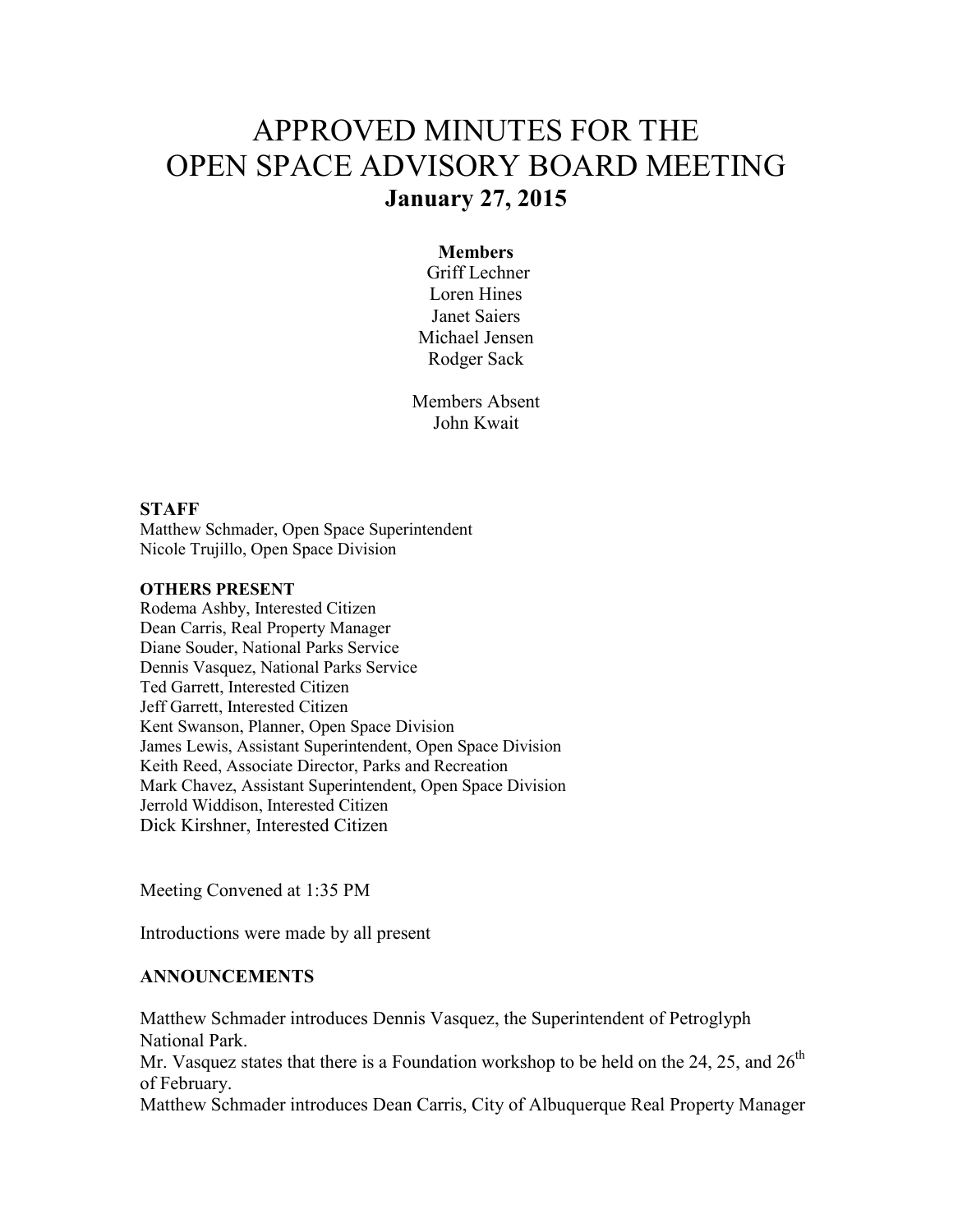# APPROVED MINUTES FOR THE OPEN SPACE ADVISORY BOARD MEETING

## January 27, 2015

**Members**

Griff Lechner
Loren Hines
Janet Saiers
Michael Jensen
Rodger Sack

Members Absent
John Kwait

**STAFF**

Matthew Schmader, Open Space Superintendent
Nicole Trujillo, Open Space Division

**OTHERS PRESENT**

Rodema Ashby, Interested Citizen
Dean Carris, Real Property Manager
Diane Souder, National Parks Service
Dennis Vasquez, National Parks Service
Ted Garrett, Interested Citizen
Jeff Garrett, Interested Citizen
Kent Swanson, Planner, Open Space Division
James Lewis, Assistant Superintendent, Open Space Division
Keith Reed, Associate Director, Parks and Recreation
Mark Chavez, Assistant Superintendent, Open Space Division
Jerrold Widdison, Interested Citizen
Dick Kirshner, Interested Citizen

Meeting Convened at 1:35 PM

Introductions were made by all present

**ANNOUNCEMENTS**

Matthew Schmader introduces Dennis Vasquez, the Superintendent of Petroglyph National Park.

Mr. Vasquez states that there is a Foundation workshop to be held on the 24, 25, and 26th of February.

Matthew Schmader introduces Dean Carris, City of Albuquerque Real Property Manager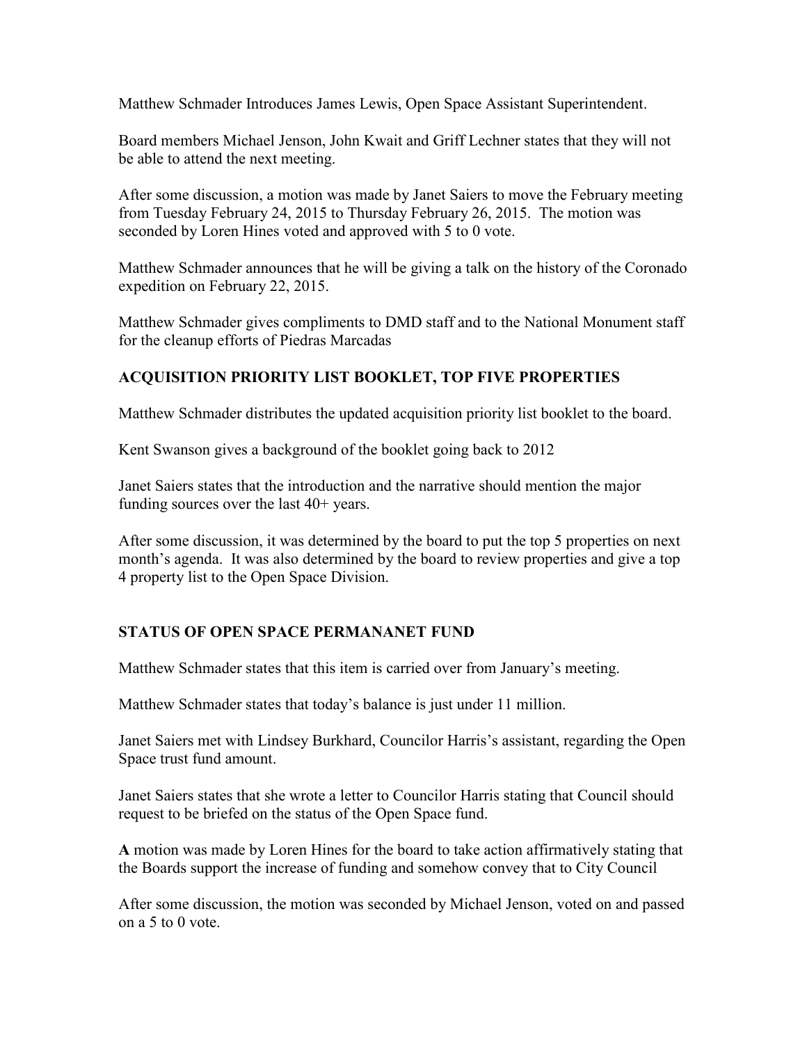Matthew Schmader Introduces James Lewis, Open Space Assistant Superintendent.

Board members Michael Jenson, John Kwait and Griff Lechner states that they will not be able to attend the next meeting.

After some discussion, a motion was made by Janet Saiers to move the February meeting from Tuesday February 24, 2015 to Thursday February 26, 2015. The motion was seconded by Loren Hines voted and approved with 5 to 0 vote.

Matthew Schmader announces that he will be giving a talk on the history of the Coronado expedition on February 22, 2015.

Matthew Schmader gives compliments to DMD staff and to the National Monument staff for the cleanup efforts of Piedras Marcadas

**ACQUISITION PRIORITY LIST BOOKLET, TOP FIVE PROPERTIES**

Matthew Schmader distributes the updated acquisition priority list booklet to the board.

Kent Swanson gives a background of the booklet going back to 2012

Janet Saiers states that the introduction and the narrative should mention the major funding sources over the last 40+ years.

After some discussion, it was determined by the board to put the top 5 properties on next month's agenda. It was also determined by the board to review properties and give a top 4 property list to the Open Space Division.

**STATUS OF OPEN SPACE PERMANANET FUND**

Matthew Schmader states that this item is carried over from January's meeting.

Matthew Schmader states that today's balance is just under 11 million.

Janet Saiers met with Lindsey Burkhard, Councilor Harris's assistant, regarding the Open Space trust fund amount.

Janet Saiers states that she wrote a letter to Councilor Harris stating that Council should request to be briefed on the status of the Open Space fund.

**A** motion was made by Loren Hines for the board to take action affirmatively stating that the Boards support the increase of funding and somehow convey that to City Council

After some discussion, the motion was seconded by Michael Jenson, voted on and passed on a 5 to 0 vote.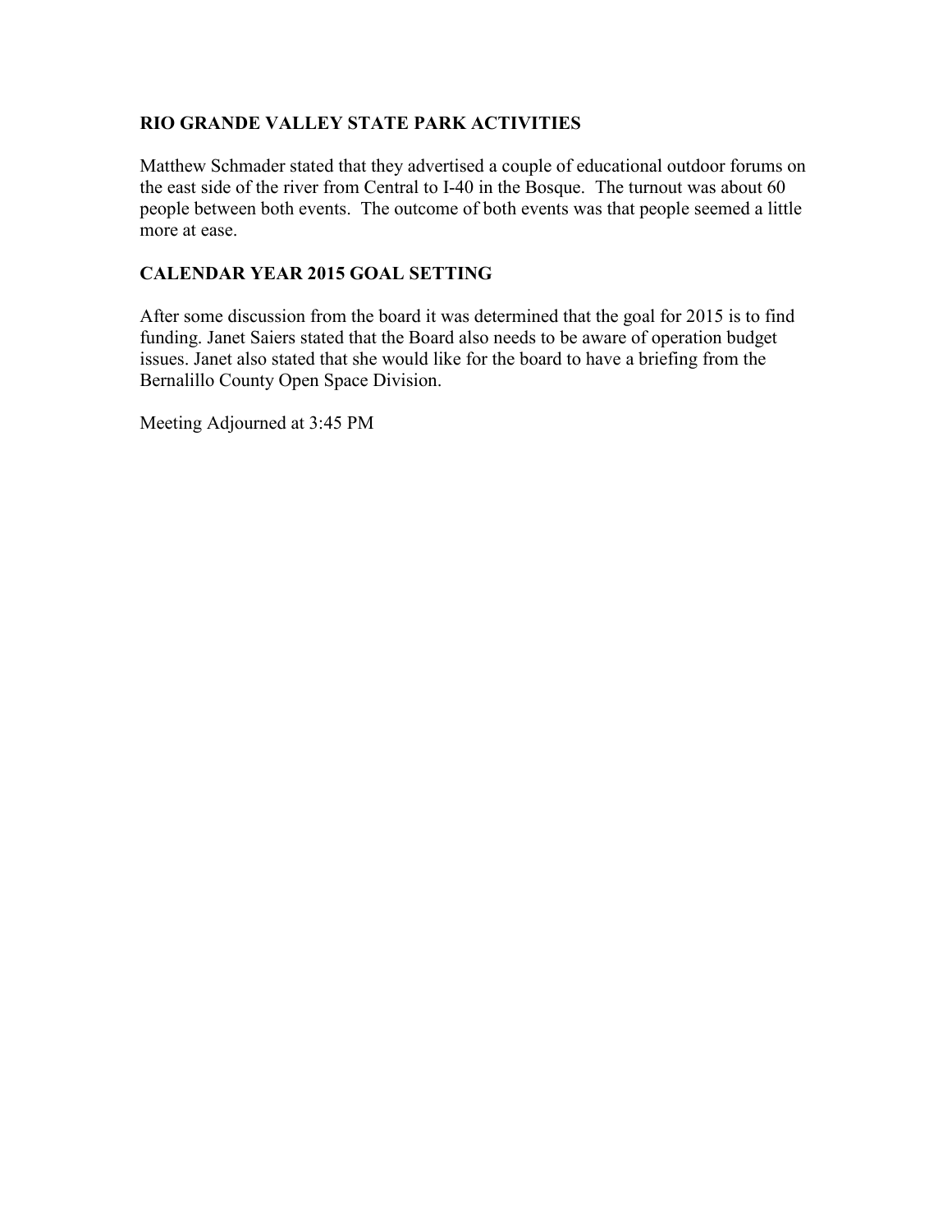## RIO GRANDE VALLEY STATE PARK ACTIVITIES

Matthew Schmader stated that they advertised a couple of educational outdoor forums on the east side of the river from Central to I-40 in the Bosque. The turnout was about 60 people between both events. The outcome of both events was that people seemed a little more at ease.

## CALENDAR YEAR 2015 GOAL SETTING

After some discussion from the board it was determined that the goal for 2015 is to find funding. Janet Saiers stated that the Board also needs to be aware of operation budget issues. Janet also stated that she would like for the board to have a briefing from the Bernalillo County Open Space Division.

Meeting Adjourned at 3:45 PM